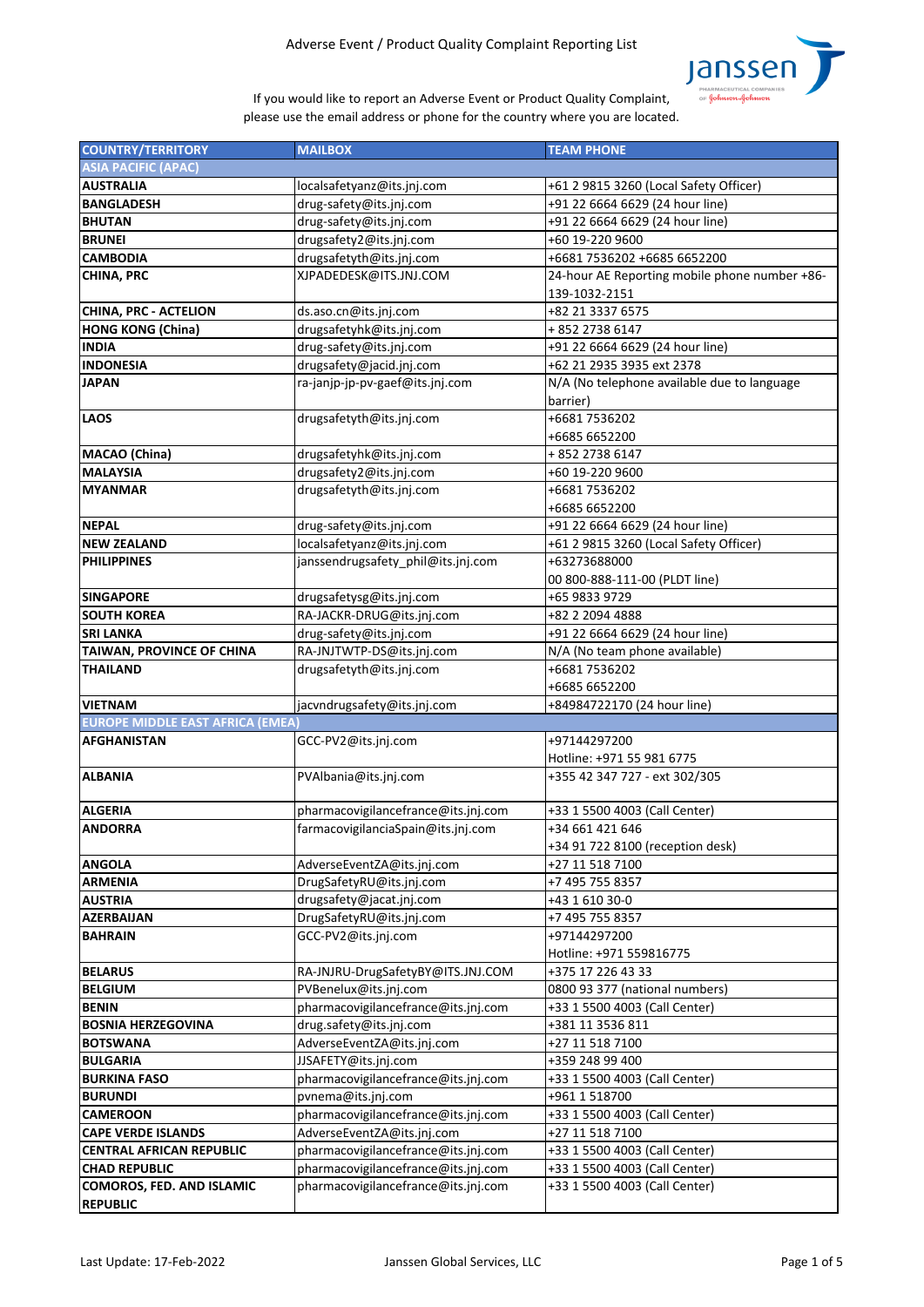# Adverse Event / Product Quality Complaint Reporting List

If you would like to report an Adverse Event or Product Quality Complaint, please use the email address or phone for the country where you are located.

| COUNTRY/TERRITORY | MAILBOX | TEAM PHONE |
|---|---|---|
| **ASIA PACIFIC (APAC)** | | |
| **AUSTRALIA** | localsafetyanz@its.jnj.com | +61 2 9815 3260 (Local Safety Officer) |
| **BANGLADESH** | drug-safety@its.jnj.com | +91 22 6664 6629 (24 hour line) |
| **BHUTAN** | drug-safety@its.jnj.com | +91 22 6664 6629 (24 hour line) |
| **BRUNEI** | drugsafety2@its.jnj.com | +60 19-220 9600 |
| **CAMBODIA** | drugsafetyth@its.jnj.com | +6681 7536202 +6685 6652200 |
| **CHINA, PRC** | XJPADEDESK@ITS.JNJ.COM | 24-hour AE Reporting mobile phone number +86-139-1032-2151 |
| **CHINA, PRC - ACTELION** | ds.aso.cn@its.jnj.com | +82 21 3337 6575 |
| **HONG KONG (China)** | drugsafetyhk@its.jnj.com | + 852 2738 6147 |
| **INDIA** | drug-safety@its.jnj.com | +91 22 6664 6629 (24 hour line) |
| **INDONESIA** | drugsafety@jacid.jnj.com | +62 21 2935 3935 ext 2378 |
| **JAPAN** | ra-janjp-jp-pv-gaef@its.jnj.com | N/A (No telephone available due to language barrier) |
| **LAOS** | drugsafetyth@its.jnj.com | +6681 7536202<br>+6685 6652200 |
| **MACAO (China)** | drugsafetyhk@its.jnj.com | + 852 2738 6147 |
| **MALAYSIA** | drugsafety2@its.jnj.com | +60 19-220 9600 |
| **MYANMAR** | drugsafetyth@its.jnj.com | +6681 7536202<br>+6685 6652200 |
| **NEPAL** | drug-safety@its.jnj.com | +91 22 6664 6629 (24 hour line) |
| **NEW ZEALAND** | localsafetyanz@its.jnj.com | +61 2 9815 3260 (Local Safety Officer) |
| **PHILIPPINES** | janssendrugsafety_phil@its.jnj.com | +63273688000<br>00 800-888-111-00 (PLDT line) |
| **SINGAPORE** | drugsafetysg@its.jnj.com | +65 9833 9729 |
| **SOUTH KOREA** | RA-JACKR-DRUG@its.jnj.com | +82 2 2094 4888 |
| **SRI LANKA** | drug-safety@its.jnj.com | +91 22 6664 6629 (24 hour line) |
| **TAIWAN, PROVINCE OF CHINA** | RA-JNJTWTP-DS@its.jnj.com | N/A (No team phone available) |
| **THAILAND** | drugsafetyth@its.jnj.com | +6681 7536202<br>+6685 6652200 |
| **VIETNAM** | jacvndrugsafety@its.jnj.com | +84984722170 (24 hour line) |
| **EUROPE MIDDLE EAST AFRICA (EMEA)** | | |
| **AFGHANISTAN** | GCC-PV2@its.jnj.com | +97144297200<br>Hotline: +971 55 981 6775 |
| **ALBANIA** | PVAlbania@its.jnj.com | +355 42 347 727 - ext 302/305 |
| **ALGERIA** | pharmacovigilancefrance@its.jnj.com | +33 1 5500 4003 (Call Center) |
| **ANDORRA** | farmacovigilanciaSpain@its.jnj.com | +34 661 421 646<br>+34 91 722 8100 (reception desk) |
| **ANGOLA** | AdverseEventZA@its.jnj.com | +27 11 518 7100 |
| **ARMENIA** | DrugSafetyRU@its.jnj.com | +7 495 755 8357 |
| **AUSTRIA** | drugsafety@jacat.jnj.com | +43 1 610 30-0 |
| **AZERBAIJAN** | DrugSafetyRU@its.jnj.com | +7 495 755 8357 |
| **BAHRAIN** | GCC-PV2@its.jnj.com | +97144297200<br>Hotline: +971 559816775 |
| **BELARUS** | RA-JNJRU-DrugSafetyBY@ITS.JNJ.COM | +375 17 226 43 33 |
| **BELGIUM** | PVBenelux@its.jnj.com | 0800 93 377 (national numbers) |
| **BENIN** | pharmacovigilancefrance@its.jnj.com | +33 1 5500 4003 (Call Center) |
| **BOSNIA HERZEGOVINA** | drug.safety@its.jnj.com | +381 11 3536 811 |
| **BOTSWANA** | AdverseEventZA@its.jnj.com | +27 11 518 7100 |
| **BULGARIA** | JJSAFETY@its.jnj.com | +359 248 99 400 |
| **BURKINA FASO** | pharmacovigilancefrance@its.jnj.com | +33 1 5500 4003 (Call Center) |
| **BURUNDI** | pvnema@its.jnj.com | +961 1 518700 |
| **CAMEROON** | pharmacovigilancefrance@its.jnj.com | +33 1 5500 4003 (Call Center) |
| **CAPE VERDE ISLANDS** | AdverseEventZA@its.jnj.com | +27 11 518 7100 |
| **CENTRAL AFRICAN REPUBLIC** | pharmacovigilancefrance@its.jnj.com | +33 1 5500 4003 (Call Center) |
| **CHAD REPUBLIC** | pharmacovigilancefrance@its.jnj.com | +33 1 5500 4003 (Call Center) |
| **COMOROS, FED. AND ISLAMIC REPUBLIC** | pharmacovigilancefrance@its.jnj.com | +33 1 5500 4003 (Call Center) |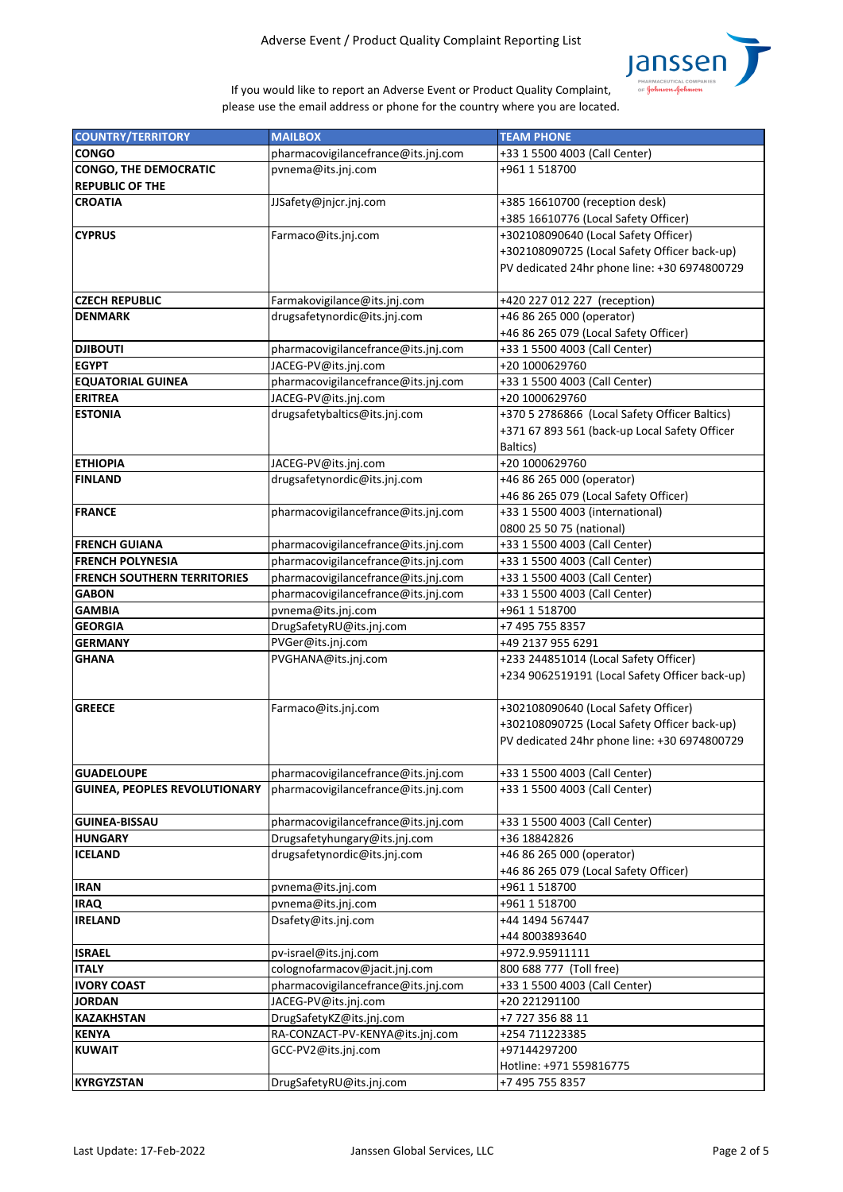Adverse Event / Product Quality Complaint Reporting List

If you would like to report an Adverse Event or Product Quality Complaint, please use the email address or phone for the country where you are located.

| COUNTRY/TERRITORY | MAILBOX | TEAM PHONE |
|---|---|---|
| **CONGO** | pharmacovigilancefrance@its.jnj.com | +33 1 5500 4003 (Call Center) |
| **CONGO, THE DEMOCRATIC REPUBLIC OF THE** | pvnema@its.jnj.com | +961 1 518700 |
| **CROATIA** | JJSafety@jnjcr.jnj.com | +385 16610700 (reception desk)<br>+385 16610776 (Local Safety Officer) |
| **CYPRUS** | Farmaco@its.jnj.com | +302108090640 (Local Safety Officer)<br>+302108090725 (Local Safety Officer back-up)<br>PV dedicated 24hr phone line: +30 6974800729 |
| **CZECH REPUBLIC** | Farmakovigilance@its.jnj.com | +420 227 012 227 (reception) |
| **DENMARK** | drugsafetynordic@its.jnj.com | +46 86 265 000 (operator)<br>+46 86 265 079 (Local Safety Officer) |
| **DJIBOUTI** | pharmacovigilancefrance@its.jnj.com | +33 1 5500 4003 (Call Center) |
| **EGYPT** | JACEG-PV@its.jnj.com | +20 1000629760 |
| **EQUATORIAL GUINEA** | pharmacovigilancefrance@its.jnj.com | +33 1 5500 4003 (Call Center) |
| **ERITREA** | JACEG-PV@its.jnj.com | +20 1000629760 |
| **ESTONIA** | drugsafetybaltics@its.jnj.com | +370 5 2786866 (Local Safety Officer Baltics)<br>+371 67 893 561 (back-up Local Safety Officer Baltics) |
| **ETHIOPIA** | JACEG-PV@its.jnj.com | +20 1000629760 |
| **FINLAND** | drugsafetynordic@its.jnj.com | +46 86 265 000 (operator)<br>+46 86 265 079 (Local Safety Officer) |
| **FRANCE** | pharmacovigilancefrance@its.jnj.com | +33 1 5500 4003 (international)<br>0800 25 50 75 (national) |
| **FRENCH GUIANA** | pharmacovigilancefrance@its.jnj.com | +33 1 5500 4003 (Call Center) |
| **FRENCH POLYNESIA** | pharmacovigilancefrance@its.jnj.com | +33 1 5500 4003 (Call Center) |
| **FRENCH SOUTHERN TERRITORIES** | pharmacovigilancefrance@its.jnj.com | +33 1 5500 4003 (Call Center) |
| **GABON** | pharmacovigilancefrance@its.jnj.com | +33 1 5500 4003 (Call Center) |
| **GAMBIA** | pvnema@its.jnj.com | +961 1 518700 |
| **GEORGIA** | DrugSafetyRU@its.jnj.com | +7 495 755 8357 |
| **GERMANY** | PVGer@its.jnj.com | +49 2137 955 6291 |
| **GHANA** | PVGHANA@its.jnj.com | +233 244851014 (Local Safety Officer)<br>+234 9062519191 (Local Safety Officer back-up) |
| **GREECE** | Farmaco@its.jnj.com | +302108090640 (Local Safety Officer)<br>+302108090725 (Local Safety Officer back-up)<br>PV dedicated 24hr phone line: +30 6974800729 |
| **GUADELOUPE** | pharmacovigilancefrance@its.jnj.com | +33 1 5500 4003 (Call Center) |
| **GUINEA, PEOPLES REVOLUTIONARY** | pharmacovigilancefrance@its.jnj.com | +33 1 5500 4003 (Call Center) |
| **GUINEA-BISSAU** | pharmacovigilancefrance@its.jnj.com | +33 1 5500 4003 (Call Center) |
| **HUNGARY** | Drugsafetyhungary@its.jnj.com | +36 18842826 |
| **ICELAND** | drugsafetynordic@its.jnj.com | +46 86 265 000 (operator)<br>+46 86 265 079 (Local Safety Officer) |
| **IRAN** | pvnema@its.jnj.com | +961 1 518700 |
| **IRAQ** | pvnema@its.jnj.com | +961 1 518700 |
| **IRELAND** | Dsafety@its.jnj.com | +44 1494 567447<br>+44 8003893640 |
| **ISRAEL** | pv-israel@its.jnj.com | +972.9.95911111 |
| **ITALY** | colognofarmacov@jacit.jnj.com | 800 688 777 (Toll free) |
| **IVORY COAST** | pharmacovigilancefrance@its.jnj.com | +33 1 5500 4003 (Call Center) |
| **JORDAN** | JACEG-PV@its.jnj.com | +20 221291100 |
| **KAZAKHSTAN** | DrugSafetyKZ@its.jnj.com | +7 727 356 88 11 |
| **KENYA** | RA-CONZACT-PV-KENYA@its.jnj.com | +254 711223385 |
| **KUWAIT** | GCC-PV2@its.jnj.com | +97144297200<br>Hotline: +971 559816775 |
| **KYRGYZSTAN** | DrugSafetyRU@its.jnj.com | +7 495 755 8357 |

Last Update: 17-Feb-2022 Janssen Global Services, LLC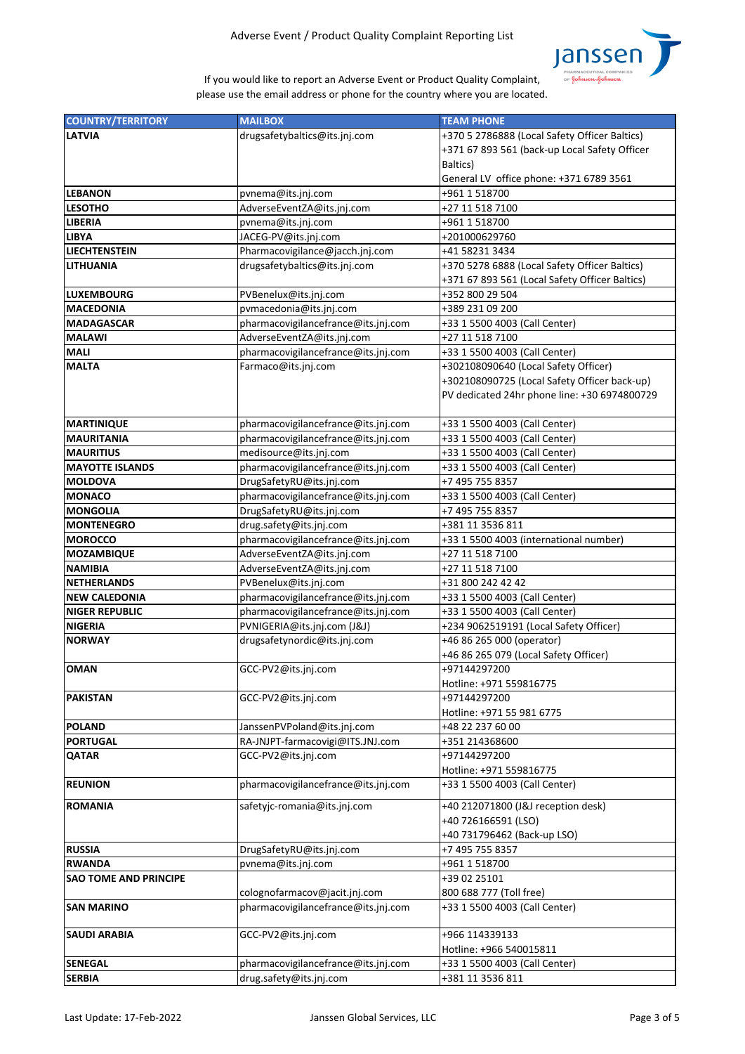Adverse Event / Product Quality Complaint Reporting List

If you would like to report an Adverse Event or Product Quality Complaint, please use the email address or phone for the country where you are located.

| COUNTRY/TERRITORY | MAILBOX | TEAM PHONE |
|---|---|---|
| **LATVIA** | drugsafetybaltics@its.jnj.com | +370 5 2786888 (Local Safety Officer Baltics)<br>+371 67 893 561 (back-up Local Safety Officer Baltics)<br>General LV office phone: +371 6789 3561 |
| **LEBANON** | pvnema@its.jnj.com | +961 1 518700 |
| **LESOTHO** | AdverseEventZA@its.jnj.com | +27 11 518 7100 |
| **LIBERIA** | pvnema@its.jnj.com | +961 1 518700 |
| **LIBYA** | JACEG-PV@its.jnj.com | +201000629760 |
| **LIECHTENSTEIN** | Pharmacovigilance@jacch.jnj.com | +41 58231 3434 |
| **LITHUANIA** | drugsafetybaltics@its.jnj.com | +370 5278 6888 (Local Safety Officer Baltics)<br>+371 67 893 561 (Local Safety Officer Baltics) |
| **LUXEMBOURG** | PVBenelux@its.jnj.com | +352 800 29 504 |
| **MACEDONIA** | pvmacedonia@its.jnj.com | +389 231 09 200 |
| **MADAGASCAR** | pharmacovigilancefrance@its.jnj.com | +33 1 5500 4003 (Call Center) |
| **MALAWI** | AdverseEventZA@its.jnj.com | +27 11 518 7100 |
| **MALI** | pharmacovigilancefrance@its.jnj.com | +33 1 5500 4003 (Call Center) |
| **MALTA** | Farmaco@its.jnj.com | +302108090640 (Local Safety Officer)<br>+302108090725 (Local Safety Officer back-up)<br>PV dedicated 24hr phone line: +30 6974800729 |
| **MARTINIQUE** | pharmacovigilancefrance@its.jnj.com | +33 1 5500 4003 (Call Center) |
| **MAURITANIA** | pharmacovigilancefrance@its.jnj.com | +33 1 5500 4003 (Call Center) |
| **MAURITIUS** | medisource@its.jnj.com | +33 1 5500 4003 (Call Center) |
| **MAYOTTE ISLANDS** | pharmacovigilancefrance@its.jnj.com | +33 1 5500 4003 (Call Center) |
| **MOLDOVA** | DrugSafetyRU@its.jnj.com | +7 495 755 8357 |
| **MONACO** | pharmacovigilancefrance@its.jnj.com | +33 1 5500 4003 (Call Center) |
| **MONGOLIA** | DrugSafetyRU@its.jnj.com | +7 495 755 8357 |
| **MONTENEGRO** | drug.safety@its.jnj.com | +381 11 3536 811 |
| **MOROCCO** | pharmacovigilancefrance@its.jnj.com | +33 1 5500 4003 (international number) |
| **MOZAMBIQUE** | AdverseEventZA@its.jnj.com | +27 11 518 7100 |
| **NAMIBIA** | AdverseEventZA@its.jnj.com | +27 11 518 7100 |
| **NETHERLANDS** | PVBenelux@its.jnj.com | +31 800 242 42 42 |
| **NEW CALEDONIA** | pharmacovigilancefrance@its.jnj.com | +33 1 5500 4003 (Call Center) |
| **NIGER REPUBLIC** | pharmacovigilancefrance@its.jnj.com | +33 1 5500 4003 (Call Center) |
| **NIGERIA** | PVNIGERIA@its.jnj.com (J&J) | +234 9062519191 (Local Safety Officer) |
| **NORWAY** | drugsafetynordic@its.jnj.com | +46 86 265 000 (operator)<br>+46 86 265 079 (Local Safety Officer) |
| **OMAN** | GCC-PV2@its.jnj.com | +97144297200<br>Hotline: +971 559816775 |
| **PAKISTAN** | GCC-PV2@its.jnj.com | +97144297200<br>Hotline: +971 55 981 6775 |
| **POLAND** | JanssenPVPoland@its.jnj.com | +48 22 237 60 00 |
| **PORTUGAL** | RA-JNJPT-farmacovigi@ITS.JNJ.com | +351 214368600 |
| **QATAR** | GCC-PV2@its.jnj.com | +97144297200<br>Hotline: +971 559816775 |
| **REUNION** | pharmacovigilancefrance@its.jnj.com | +33 1 5500 4003 (Call Center) |
| **ROMANIA** | safetyjc-romania@its.jnj.com | +40 212071800 (J&J reception desk)<br>+40 726166591 (LSO)<br>+40 731796462 (Back-up LSO) |
| **RUSSIA** | DrugSafetyRU@its.jnj.com | +7 495 755 8357 |
| **RWANDA** | pvnema@its.jnj.com | +961 1 518700 |
| **SAO TOME AND PRINCIPE** | colognofarmacov@jacit.jnj.com | +39 02 25101<br>800 688 777 (Toll free) |
| **SAN MARINO** | pharmacovigilancefrance@its.jnj.com | +33 1 5500 4003 (Call Center) |
| **SAUDI ARABIA** | GCC-PV2@its.jnj.com | +966 114339133<br>Hotline: +966 540015811 |
| **SENEGAL** | pharmacovigilancefrance@its.jnj.com | +33 1 5500 4003 (Call Center) |
| **SERBIA** | drug.safety@its.jnj.com | +381 11 3536 811 |

Last Update: 17-Feb-2022 | Janssen Global Services, LLC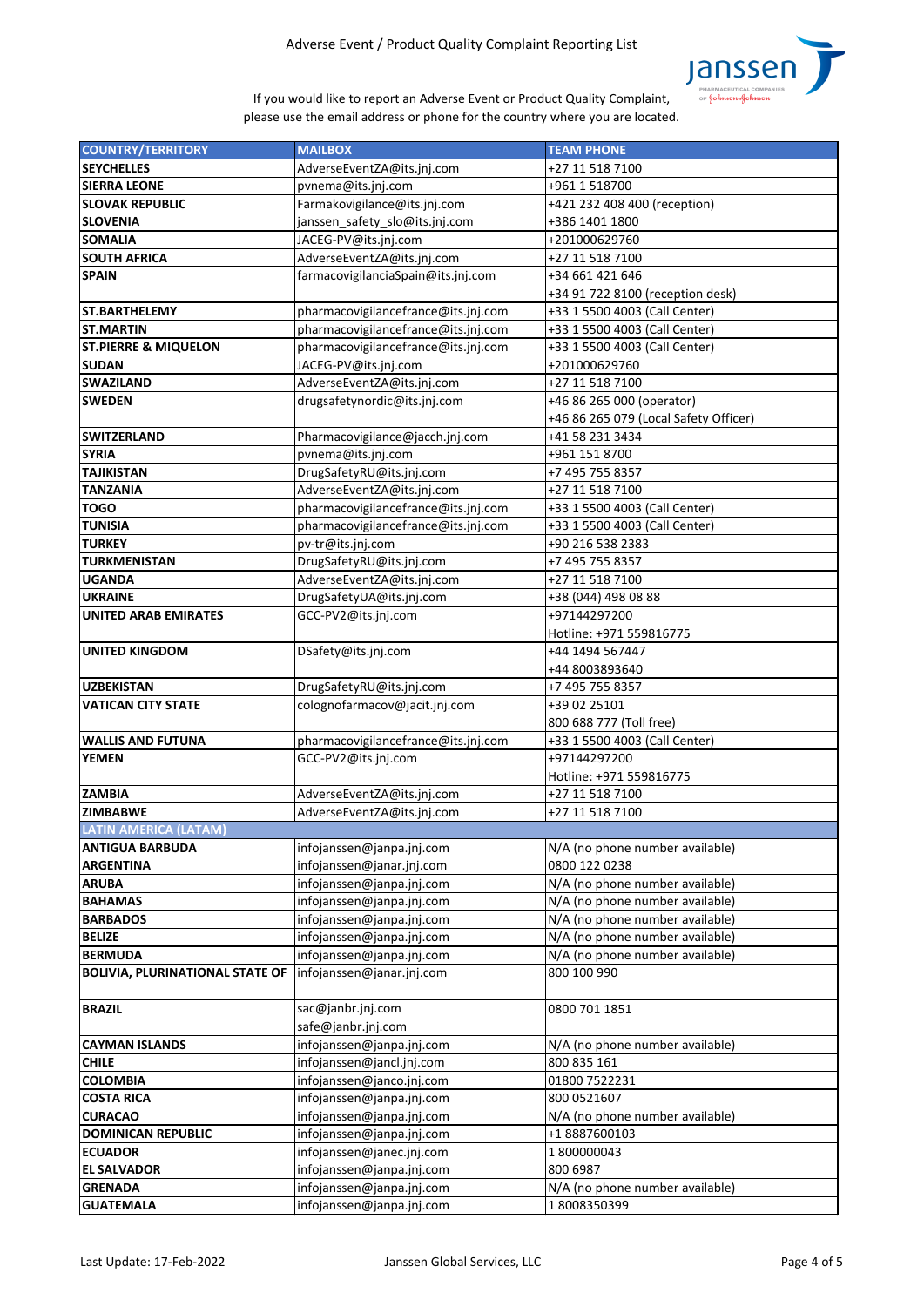Adverse Event / Product Quality Complaint Reporting List

If you would like to report an Adverse Event or Product Quality Complaint, please use the email address or phone for the country where you are located.

| COUNTRY/TERRITORY | MAILBOX | TEAM PHONE |
|---|---|---|
| **SEYCHELLES** | AdverseEventZA@its.jnj.com | +27 11 518 7100 |
| **SIERRA LEONE** | pvnema@its.jnj.com | +961 1 518700 |
| **SLOVAK REPUBLIC** | Farmakovigilance@its.jnj.com | +421 232 408 400 (reception) |
| **SLOVENIA** | janssen_safety_slo@its.jnj.com | +386 1401 1800 |
| **SOMALIA** | JACEG-PV@its.jnj.com | +201000629760 |
| **SOUTH AFRICA** | AdverseEventZA@its.jnj.com | +27 11 518 7100 |
| **SPAIN** | farmacovigilanciaSpain@its.jnj.com | +34 661 421 646<br>+34 91 722 8100 (reception desk) |
| **ST.BARTHELEMY** | pharmacovigilancefrance@its.jnj.com | +33 1 5500 4003 (Call Center) |
| **ST.MARTIN** | pharmacovigilancefrance@its.jnj.com | +33 1 5500 4003 (Call Center) |
| **ST.PIERRE & MIQUELON** | pharmacovigilancefrance@its.jnj.com | +33 1 5500 4003 (Call Center) |
| **SUDAN** | JACEG-PV@its.jnj.com | +201000629760 |
| **SWAZILAND** | AdverseEventZA@its.jnj.com | +27 11 518 7100 |
| **SWEDEN** | drugsafetynordic@its.jnj.com | +46 86 265 000 (operator)<br>+46 86 265 079 (Local Safety Officer) |
| **SWITZERLAND** | Pharmacovigilance@jacch.jnj.com | +41 58 231 3434 |
| **SYRIA** | pvnema@its.jnj.com | +961 151 8700 |
| **TAJIKISTAN** | DrugSafetyRU@its.jnj.com | +7 495 755 8357 |
| **TANZANIA** | AdverseEventZA@its.jnj.com | +27 11 518 7100 |
| **TOGO** | pharmacovigilancefrance@its.jnj.com | +33 1 5500 4003 (Call Center) |
| **TUNISIA** | pharmacovigilancefrance@its.jnj.com | +33 1 5500 4003 (Call Center) |
| **TURKEY** | pv-tr@its.jnj.com | +90 216 538 2383 |
| **TURKMENISTAN** | DrugSafetyRU@its.jnj.com | +7 495 755 8357 |
| **UGANDA** | AdverseEventZA@its.jnj.com | +27 11 518 7100 |
| **UKRAINE** | DrugSafetyUA@its.jnj.com | +38 (044) 498 08 88 |
| **UNITED ARAB EMIRATES** | GCC-PV2@its.jnj.com | +97144297200<br>Hotline: +971 559816775 |
| **UNITED KINGDOM** | DSafety@its.jnj.com | +44 1494 567447<br>+44 8003893640 |
| **UZBEKISTAN** | DrugSafetyRU@its.jnj.com | +7 495 755 8357 |
| **VATICAN CITY STATE** | colognofarmacov@jacit.jnj.com | +39 02 25101<br>800 688 777 (Toll free) |
| **WALLIS AND FUTUNA** | pharmacovigilancefrance@its.jnj.com | +33 1 5500 4003 (Call Center) |
| **YEMEN** | GCC-PV2@its.jnj.com | +97144297200<br>Hotline: +971 559816775 |
| **ZAMBIA** | AdverseEventZA@its.jnj.com | +27 11 518 7100 |
| **ZIMBABWE** | AdverseEventZA@its.jnj.com | +27 11 518 7100 |
| **LATIN AMERICA (LATAM)** | | |
| **ANTIGUA BARBUDA** | infojanssen@janpa.jnj.com | N/A (no phone number available) |
| **ARGENTINA** | infojanssen@janar.jnj.com | 0800 122 0238 |
| **ARUBA** | infojanssen@janpa.jnj.com | N/A (no phone number available) |
| **BAHAMAS** | infojanssen@janpa.jnj.com | N/A (no phone number available) |
| **BARBADOS** | infojanssen@janpa.jnj.com | N/A (no phone number available) |
| **BELIZE** | infojanssen@janpa.jnj.com | N/A (no phone number available) |
| **BERMUDA** | infojanssen@janpa.jnj.com | N/A (no phone number available) |
| **BOLIVIA, PLURINATIONAL STATE OF** | infojanssen@janar.jnj.com | 800 100 990 |
| **BRAZIL** | sac@janbr.jnj.com<br>safe@janbr.jnj.com | 0800 701 1851 |
| **CAYMAN ISLANDS** | infojanssen@janpa.jnj.com | N/A (no phone number available) |
| **CHILE** | infojanssen@jancl.jnj.com | 800 835 161 |
| **COLOMBIA** | infojanssen@janco.jnj.com | 01800 7522231 |
| **COSTA RICA** | infojanssen@janpa.jnj.com | 800 0521607 |
| **CURACAO** | infojanssen@janpa.jnj.com | N/A (no phone number available) |
| **DOMINICAN REPUBLIC** | infojanssen@janpa.jnj.com | +1 8887600103 |
| **ECUADOR** | infojanssen@janec.jnj.com | 1 800000043 |
| **EL SALVADOR** | infojanssen@janpa.jnj.com | 800 6987 |
| **GRENADA** | infojanssen@janpa.jnj.com | N/A (no phone number available) |
| **GUATEMALA** | infojanssen@janpa.jnj.com | 1 8008350399 |

Last Update: 17-Feb-2022 Janssen Global Services, LLC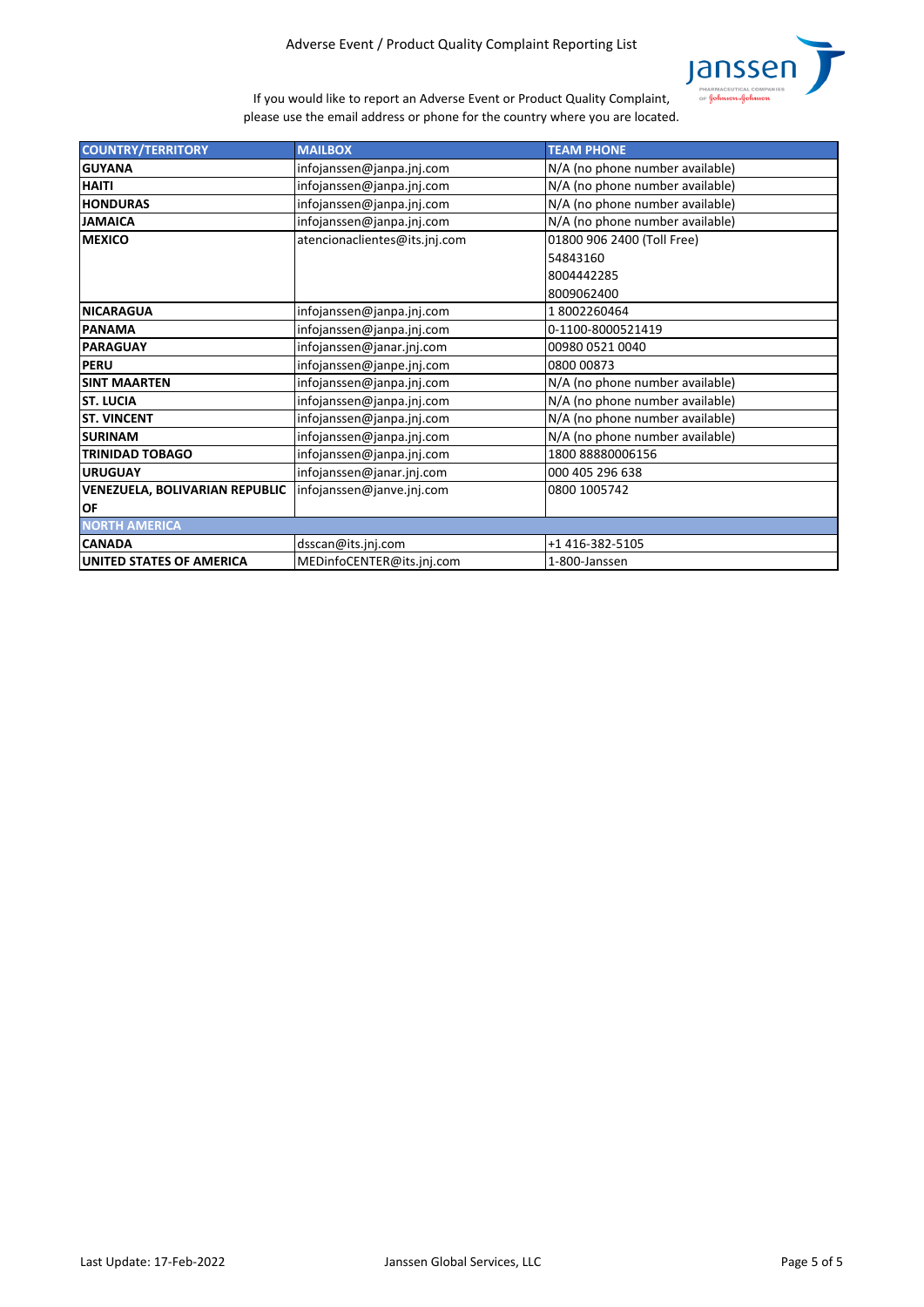Adverse Event / Product Quality Complaint Reporting List

If you would like to report an Adverse Event or Product Quality Complaint, please use the email address or phone for the country where you are located.

| COUNTRY/TERRITORY | MAILBOX | TEAM PHONE |
|---|---|---|
| **GUYANA** | infojanssen@janpa.jnj.com | N/A (no phone number available) |
| **HAITI** | infojanssen@janpa.jnj.com | N/A (no phone number available) |
| **HONDURAS** | infojanssen@janpa.jnj.com | N/A (no phone number available) |
| **JAMAICA** | infojanssen@janpa.jnj.com | N/A (no phone number available) |
| **MEXICO** | atencionaclientes@its.jnj.com | 01800 906 2400 (Toll Free)<br>54843160<br>8004442285<br>8009062400 |
| **NICARAGUA** | infojanssen@janpa.jnj.com | 1 8002260464 |
| **PANAMA** | infojanssen@janpa.jnj.com | 0-1100-8000521419 |
| **PARAGUAY** | infojanssen@janar.jnj.com | 00980 0521 0040 |
| **PERU** | infojanssen@janpe.jnj.com | 0800 00873 |
| **SINT MAARTEN** | infojanssen@janpa.jnj.com | N/A (no phone number available) |
| **ST. LUCIA** | infojanssen@janpa.jnj.com | N/A (no phone number available) |
| **ST. VINCENT** | infojanssen@janpa.jnj.com | N/A (no phone number available) |
| **SURINAM** | infojanssen@janpa.jnj.com | N/A (no phone number available) |
| **TRINIDAD TOBAGO** | infojanssen@janpa.jnj.com | 1800 88880006156 |
| **URUGUAY** | infojanssen@janar.jnj.com | 000 405 296 638 |
| **VENEZUELA, BOLIVARIAN REPUBLIC OF** | infojanssen@janve.jnj.com | 0800 1005742 |
| **NORTH AMERICA** | | |
| **CANADA** | dsscan@its.jnj.com | +1 416-382-5105 |
| **UNITED STATES OF AMERICA** | MEDinfoCENTER@its.jnj.com | 1-800-Janssen |

Last Update: 17-Feb-2022 Janssen Global Services, LLC